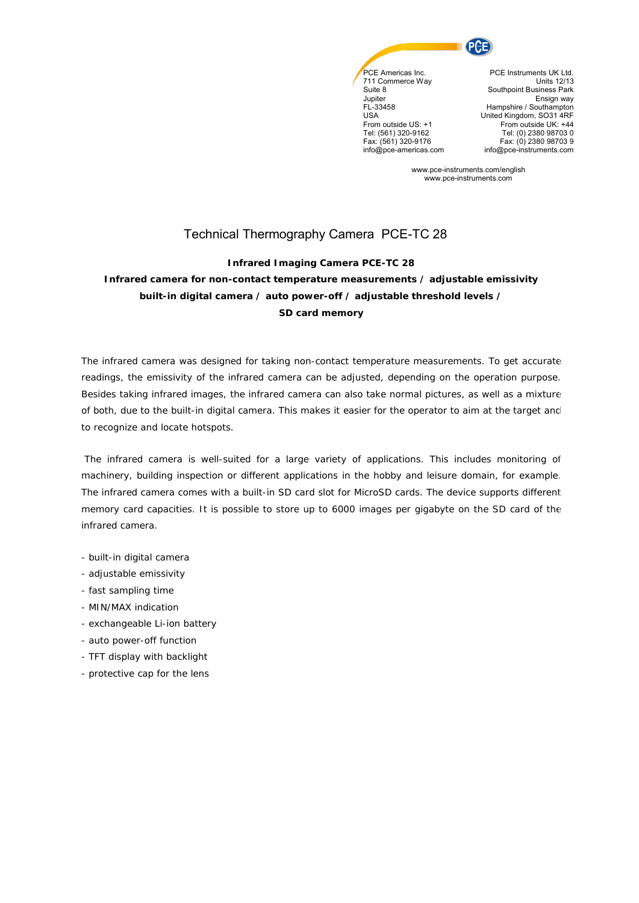PCE Americas Inc.
711 Commerce Way
Suite 8
Jupiter
FL-33458
USA
From outside US: +1
Tel: (561) 320-9162
Fax: (561) 320-9176
info@pce-americas.com

PCE Instruments UK Ltd.
Units 12/13
Southpoint Business Park
Ensign way
Hampshire / Southampton
United Kingdom, SO31 4RF
From outside UK: +44
Tel: (0) 2380 98703 0
Fax: (0) 2380 98703 9
info@pce-instruments.com

www.pce-instruments.com/english
www.pce-instruments.com

# Technical Thermography Camera PCE-TC 28

**Infrared Imaging Camera PCE-TC 28**
**Infrared camera for non-contact temperature measurements / adjustable emissivity built-in digital camera / auto power-off / adjustable threshold levels / SD card memory**

The infrared camera was designed for taking non-contact temperature measurements. To get accurate readings, the emissivity of the infrared camera can be adjusted, depending on the operation purpose. Besides taking infrared images, the infrared camera can also take normal pictures, as well as a mixture of both, due to the built-in digital camera. This makes it easier for the operator to aim at the target and to recognize and locate hotspots.

The infrared camera is well-suited for a large variety of applications. This includes monitoring of machinery, building inspection or different applications in the hobby and leisure domain, for example. The infrared camera comes with a built-in SD card slot for MicroSD cards. The device supports different memory card capacities. It is possible to store up to 6000 images per gigabyte on the SD card of the infrared camera.

- built-in digital camera
- adjustable emissivity
- fast sampling time
- MIN/MAX indication
- exchangeable Li-ion battery
- auto power-off function
- TFT display with backlight
- protective cap for the lens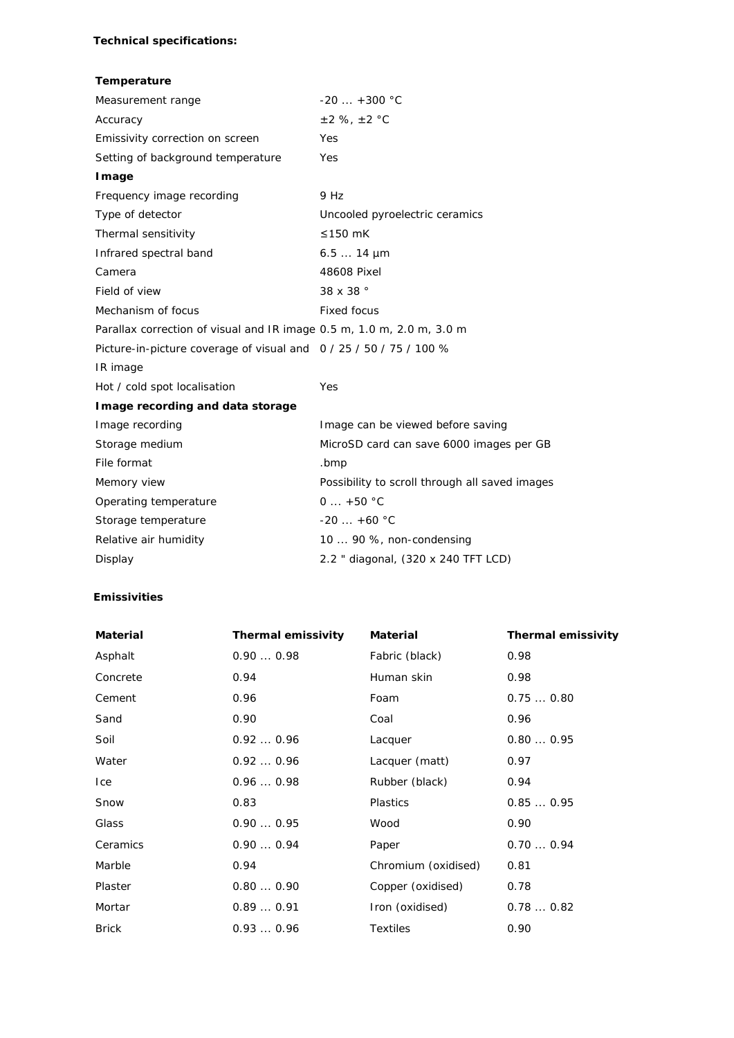**Technical specifications:**

| **Temperature** | |
|---|---|
| Measurement range | -20 ... +300 °C |
| Accuracy | ±2 %, ±2 °C |
| Emissivity correction on screen | Yes |
| Setting of background temperature | Yes |
| **Image** | |
| Frequency image recording | 9 Hz |
| Type of detector | Uncooled pyroelectric ceramics |
| Thermal sensitivity | ≤150 mK |
| Infrared spectral band | 6.5 ... 14 µm |
| Camera | 48608 Pixel |
| Field of view | 38 x 38 ° |
| Mechanism of focus | Fixed focus |
| Parallax correction of visual and IR image | 0.5 m, 1.0 m, 2.0 m, 3.0 m |
| Picture-in-picture coverage of visual and IR image | 0 / 25 / 50 / 75 / 100 % |
| Hot / cold spot localisation | Yes |
| **Image recording and data storage** | |
| Image recording | Image can be viewed before saving |
| Storage medium | MicroSD card can save 6000 images per GB |
| File format | .bmp |
| Memory view | Possibility to scroll through all saved images |
| Operating temperature | 0 ... +50 °C |
| Storage temperature | -20 ... +60 °C |
| Relative air humidity | 10 ... 90 %, non-condensing |
| Display | 2.2 " diagonal, (320 x 240 TFT LCD) |

**Emissivities**

| Material | Thermal emissivity | Material | Thermal emissivity |
|---|---|---|---|
| Asphalt | 0.90 ... 0.98 | Fabric (black) | 0.98 |
| Concrete | 0.94 | Human skin | 0.98 |
| Cement | 0.96 | Foam | 0.75 ... 0.80 |
| Sand | 0.90 | Coal | 0.96 |
| Soil | 0.92 ... 0.96 | Lacquer | 0.80 ... 0.95 |
| Water | 0.92 ... 0.96 | Lacquer (matt) | 0.97 |
| Ice | 0.96 ... 0.98 | Rubber (black) | 0.94 |
| Snow | 0.83 | Plastics | 0.85 ... 0.95 |
| Glass | 0.90 ... 0.95 | Wood | 0.90 |
| Ceramics | 0.90 ... 0.94 | Paper | 0.70 ... 0.94 |
| Marble | 0.94 | Chromium (oxidised) | 0.81 |
| Plaster | 0.80 ... 0.90 | Copper (oxidised) | 0.78 |
| Mortar | 0.89 ... 0.91 | Iron (oxidised) | 0.78 ... 0.82 |
| Brick | 0.93 ... 0.96 | Textiles | 0.90 |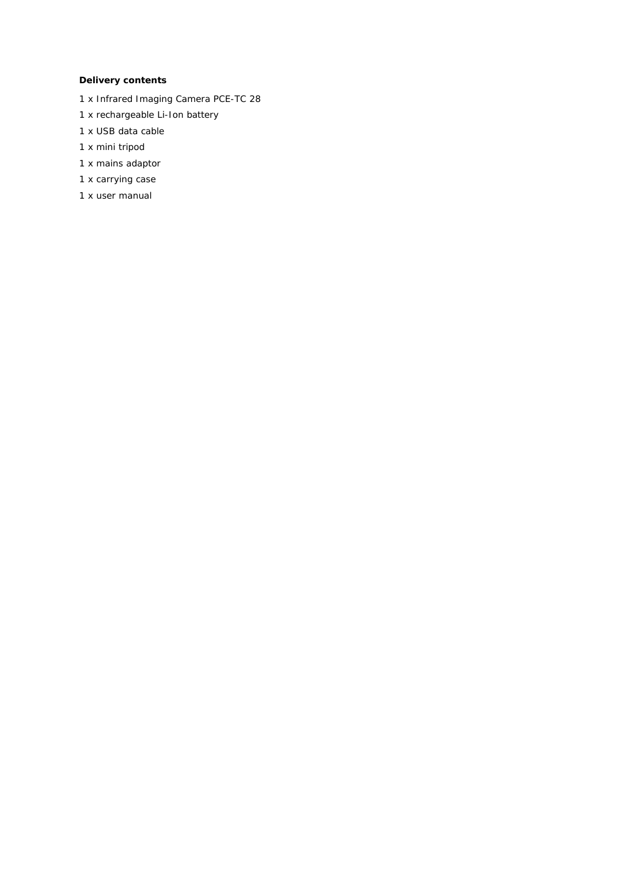**Delivery contents**

1 x Infrared Imaging Camera PCE-TC 28

1 x rechargeable Li-Ion battery

1 x USB data cable

1 x mini tripod

1 x mains adaptor

1 x carrying case

1 x user manual